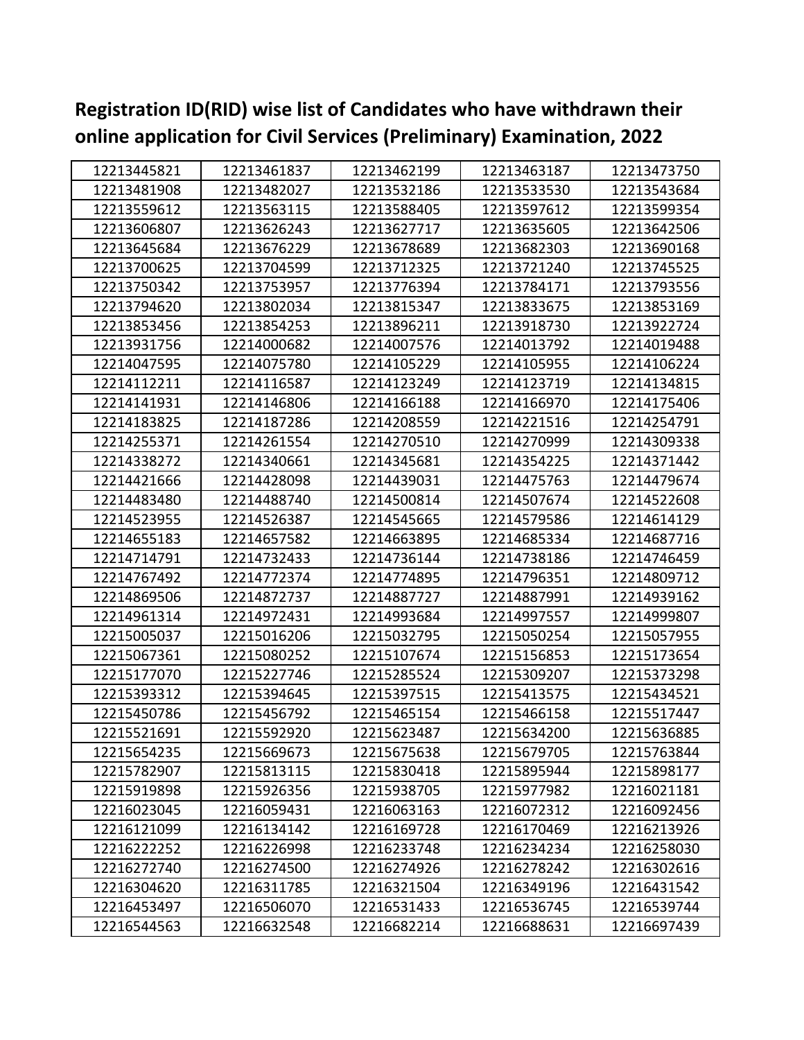## Registration ID(RID) wise list of Candidates who have withdrawn their online application for Civil Services (Preliminary) Examination, 2022

| | | | | |
|---|---|---|---|---|
| 12213445821 | 12213461837 | 12213462199 | 12213463187 | 12213473750 |
| 12213481908 | 12213482027 | 12213532186 | 12213533530 | 12213543684 |
| 12213559612 | 12213563115 | 12213588405 | 12213597612 | 12213599354 |
| 12213606807 | 12213626243 | 12213627717 | 12213635605 | 12213642506 |
| 12213645684 | 12213676229 | 12213678689 | 12213682303 | 12213690168 |
| 12213700625 | 12213704599 | 12213712325 | 12213721240 | 12213745525 |
| 12213750342 | 12213753957 | 12213776394 | 12213784171 | 12213793556 |
| 12213794620 | 12213802034 | 12213815347 | 12213833675 | 12213853169 |
| 12213853456 | 12213854253 | 12213896211 | 12213918730 | 12213922724 |
| 12213931756 | 12214000682 | 12214007576 | 12214013792 | 12214019488 |
| 12214047595 | 12214075780 | 12214105229 | 12214105955 | 12214106224 |
| 12214112211 | 12214116587 | 12214123249 | 12214123719 | 12214134815 |
| 12214141931 | 12214146806 | 12214166188 | 12214166970 | 12214175406 |
| 12214183825 | 12214187286 | 12214208559 | 12214221516 | 12214254791 |
| 12214255371 | 12214261554 | 12214270510 | 12214270999 | 12214309338 |
| 12214338272 | 12214340661 | 12214345681 | 12214354225 | 12214371442 |
| 12214421666 | 12214428098 | 12214439031 | 12214475763 | 12214479674 |
| 12214483480 | 12214488740 | 12214500814 | 12214507674 | 12214522608 |
| 12214523955 | 12214526387 | 12214545665 | 12214579586 | 12214614129 |
| 12214655183 | 12214657582 | 12214663895 | 12214685334 | 12214687716 |
| 12214714791 | 12214732433 | 12214736144 | 12214738186 | 12214746459 |
| 12214767492 | 12214772374 | 12214774895 | 12214796351 | 12214809712 |
| 12214869506 | 12214872737 | 12214887727 | 12214887991 | 12214939162 |
| 12214961314 | 12214972431 | 12214993684 | 12214997557 | 12214999807 |
| 12215005037 | 12215016206 | 12215032795 | 12215050254 | 12215057955 |
| 12215067361 | 12215080252 | 12215107674 | 12215156853 | 12215173654 |
| 12215177070 | 12215227746 | 12215285524 | 12215309207 | 12215373298 |
| 12215393312 | 12215394645 | 12215397515 | 12215413575 | 12215434521 |
| 12215450786 | 12215456792 | 12215465154 | 12215466158 | 12215517447 |
| 12215521691 | 12215592920 | 12215623487 | 12215634200 | 12215636885 |
| 12215654235 | 12215669673 | 12215675638 | 12215679705 | 12215763844 |
| 12215782907 | 12215813115 | 12215830418 | 12215895944 | 12215898177 |
| 12215919898 | 12215926356 | 12215938705 | 12215977982 | 12216021181 |
| 12216023045 | 12216059431 | 12216063163 | 12216072312 | 12216092456 |
| 12216121099 | 12216134142 | 12216169728 | 12216170469 | 12216213926 |
| 12216222252 | 12216226998 | 12216233748 | 12216234234 | 12216258030 |
| 12216272740 | 12216274500 | 12216274926 | 12216278242 | 12216302616 |
| 12216304620 | 12216311785 | 12216321504 | 12216349196 | 12216431542 |
| 12216453497 | 12216506070 | 12216531433 | 12216536745 | 12216539744 |
| 12216544563 | 12216632548 | 12216682214 | 12216688631 | 12216697439 |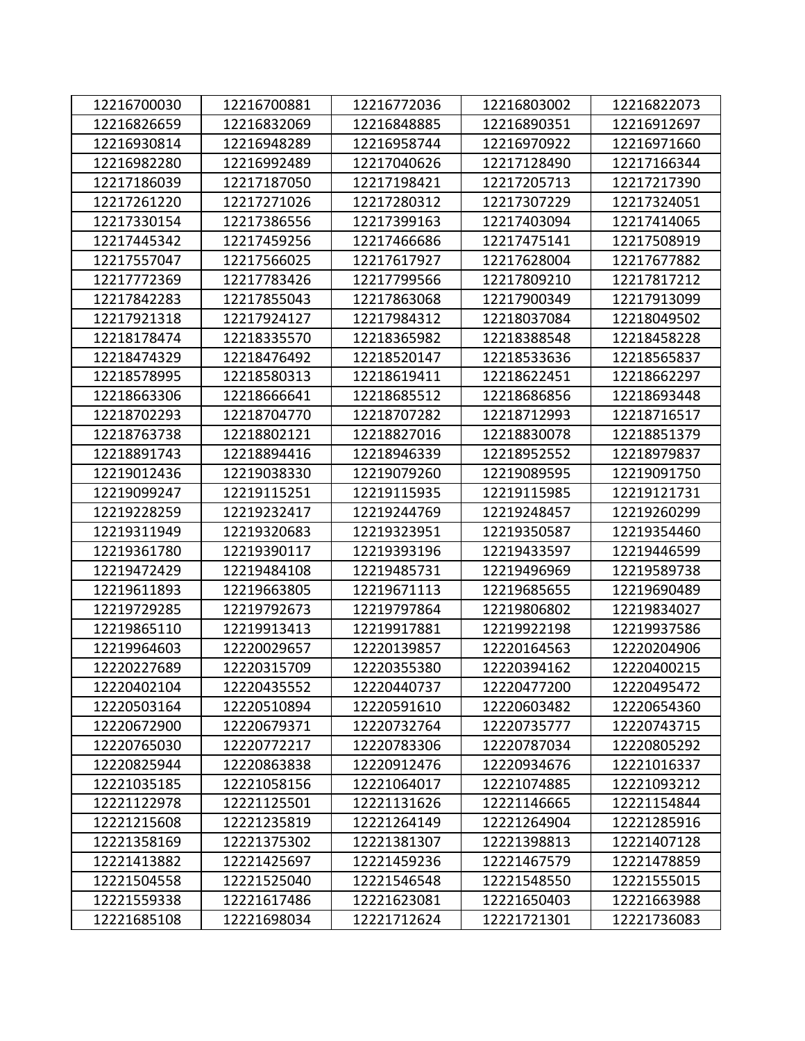| | | | | |
|---|---|---|---|---|
| 12216700030 | 12216700881 | 12216772036 | 12216803002 | 12216822073 |
| 12216826659 | 12216832069 | 12216848885 | 12216890351 | 12216912697 |
| 12216930814 | 12216948289 | 12216958744 | 12216970922 | 12216971660 |
| 12216982280 | 12216992489 | 12217040626 | 12217128490 | 12217166344 |
| 12217186039 | 12217187050 | 12217198421 | 12217205713 | 12217217390 |
| 12217261220 | 12217271026 | 12217280312 | 12217307229 | 12217324051 |
| 12217330154 | 12217386556 | 12217399163 | 12217403094 | 12217414065 |
| 12217445342 | 12217459256 | 12217466686 | 12217475141 | 12217508919 |
| 12217557047 | 12217566025 | 12217617927 | 12217628004 | 12217677882 |
| 12217772369 | 12217783426 | 12217799566 | 12217809210 | 12217817212 |
| 12217842283 | 12217855043 | 12217863068 | 12217900349 | 12217913099 |
| 12217921318 | 12217924127 | 12217984312 | 12218037084 | 12218049502 |
| 12218178474 | 12218335570 | 12218365982 | 12218388548 | 12218458228 |
| 12218474329 | 12218476492 | 12218520147 | 12218533636 | 12218565837 |
| 12218578995 | 12218580313 | 12218619411 | 12218622451 | 12218662297 |
| 12218663306 | 12218666641 | 12218685512 | 12218686856 | 12218693448 |
| 12218702293 | 12218704770 | 12218707282 | 12218712993 | 12218716517 |
| 12218763738 | 12218802121 | 12218827016 | 12218830078 | 12218851379 |
| 12218891743 | 12218894416 | 12218946339 | 12218952552 | 12218979837 |
| 12219012436 | 12219038330 | 12219079260 | 12219089595 | 12219091750 |
| 12219099247 | 12219115251 | 12219115935 | 12219115985 | 12219121731 |
| 12219228259 | 12219232417 | 12219244769 | 12219248457 | 12219260299 |
| 12219311949 | 12219320683 | 12219323951 | 12219350587 | 12219354460 |
| 12219361780 | 12219390117 | 12219393196 | 12219433597 | 12219446599 |
| 12219472429 | 12219484108 | 12219485731 | 12219496969 | 12219589738 |
| 12219611893 | 12219663805 | 12219671113 | 12219685655 | 12219690489 |
| 12219729285 | 12219792673 | 12219797864 | 12219806802 | 12219834027 |
| 12219865110 | 12219913413 | 12219917881 | 12219922198 | 12219937586 |
| 12219964603 | 12220029657 | 12220139857 | 12220164563 | 12220204906 |
| 12220227689 | 12220315709 | 12220355380 | 12220394162 | 12220400215 |
| 12220402104 | 12220435552 | 12220440737 | 12220477200 | 12220495472 |
| 12220503164 | 12220510894 | 12220591610 | 12220603482 | 12220654360 |
| 12220672900 | 12220679371 | 12220732764 | 12220735777 | 12220743715 |
| 12220765030 | 12220772217 | 12220783306 | 12220787034 | 12220805292 |
| 12220825944 | 12220863838 | 12220912476 | 12220934676 | 12221016337 |
| 12221035185 | 12221058156 | 12221064017 | 12221074885 | 12221093212 |
| 12221122978 | 12221125501 | 12221131626 | 12221146665 | 12221154844 |
| 12221215608 | 12221235819 | 12221264149 | 12221264904 | 12221285916 |
| 12221358169 | 12221375302 | 12221381307 | 12221398813 | 12221407128 |
| 12221413882 | 12221425697 | 12221459236 | 12221467579 | 12221478859 |
| 12221504558 | 12221525040 | 12221546548 | 12221548550 | 12221555015 |
| 12221559338 | 12221617486 | 12221623081 | 12221650403 | 12221663988 |
| 12221685108 | 12221698034 | 12221712624 | 12221721301 | 12221736083 |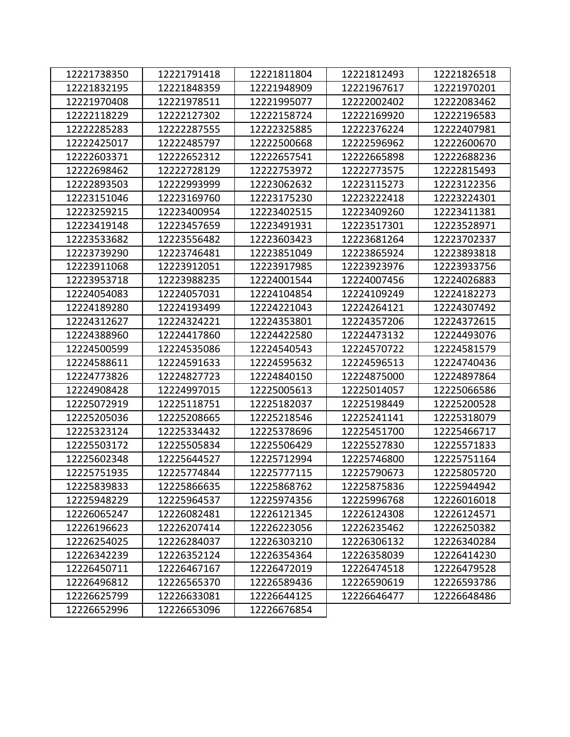| | | | | |
|---|---|---|---|---|
| 12221738350 | 12221791418 | 12221811804 | 12221812493 | 12221826518 |
| 12221832195 | 12221848359 | 12221948909 | 12221967617 | 12221970201 |
| 12221970408 | 12221978511 | 12221995077 | 12222002402 | 12222083462 |
| 12222118229 | 12222127302 | 12222158724 | 12222169920 | 12222196583 |
| 12222285283 | 12222287555 | 12222325885 | 12222376224 | 12222407981 |
| 12222425017 | 12222485797 | 12222500668 | 12222596962 | 12222600670 |
| 12222603371 | 12222652312 | 12222657541 | 12222665898 | 12222688236 |
| 12222698462 | 12222728129 | 12222753972 | 12222773575 | 12222815493 |
| 12222893503 | 12222993999 | 12223062632 | 12223115273 | 12223122356 |
| 12223151046 | 12223169760 | 12223175230 | 12223222418 | 12223224301 |
| 12223259215 | 12223400954 | 12223402515 | 12223409260 | 12223411381 |
| 12223419148 | 12223457659 | 12223491931 | 12223517301 | 12223528971 |
| 12223533682 | 12223556482 | 12223603423 | 12223681264 | 12223702337 |
| 12223739290 | 12223746481 | 12223851049 | 12223865924 | 12223893818 |
| 12223911068 | 12223912051 | 12223917985 | 12223923976 | 12223933756 |
| 12223953718 | 12223988235 | 12224001544 | 12224007456 | 12224026883 |
| 12224054083 | 12224057031 | 12224104854 | 12224109249 | 12224182273 |
| 12224189280 | 12224193499 | 12224221043 | 12224264121 | 12224307492 |
| 12224312627 | 12224324221 | 12224353801 | 12224357206 | 12224372615 |
| 12224388960 | 12224417860 | 12224422580 | 12224473132 | 12224493076 |
| 12224500599 | 12224535086 | 12224540543 | 12224570722 | 12224581579 |
| 12224588611 | 12224591633 | 12224595632 | 12224596513 | 12224740436 |
| 12224773826 | 12224827723 | 12224840150 | 12224875000 | 12224897864 |
| 12224908428 | 12224997015 | 12225005613 | 12225014057 | 12225066586 |
| 12225072919 | 12225118751 | 12225182037 | 12225198449 | 12225200528 |
| 12225205036 | 12225208665 | 12225218546 | 12225241141 | 12225318079 |
| 12225323124 | 12225334432 | 12225378696 | 12225451700 | 12225466717 |
| 12225503172 | 12225505834 | 12225506429 | 12225527830 | 12225571833 |
| 12225602348 | 12225644527 | 12225712994 | 12225746800 | 12225751164 |
| 12225751935 | 12225774844 | 12225777115 | 12225790673 | 12225805720 |
| 12225839833 | 12225866635 | 12225868762 | 12225875836 | 12225944942 |
| 12225948229 | 12225964537 | 12225974356 | 12225996768 | 12226016018 |
| 12226065247 | 12226082481 | 12226121345 | 12226124308 | 12226124571 |
| 12226196623 | 12226207414 | 12226223056 | 12226235462 | 12226250382 |
| 12226254025 | 12226284037 | 12226303210 | 12226306132 | 12226340284 |
| 12226342239 | 12226352124 | 12226354364 | 12226358039 | 12226414230 |
| 12226450711 | 12226467167 | 12226472019 | 12226474518 | 12226479528 |
| 12226496812 | 12226565370 | 12226589436 | 12226590619 | 12226593786 |
| 12226625799 | 12226633081 | 12226644125 | 12226646477 | 12226648486 |
| 12226652996 | 12226653096 | 12226676854 | | |